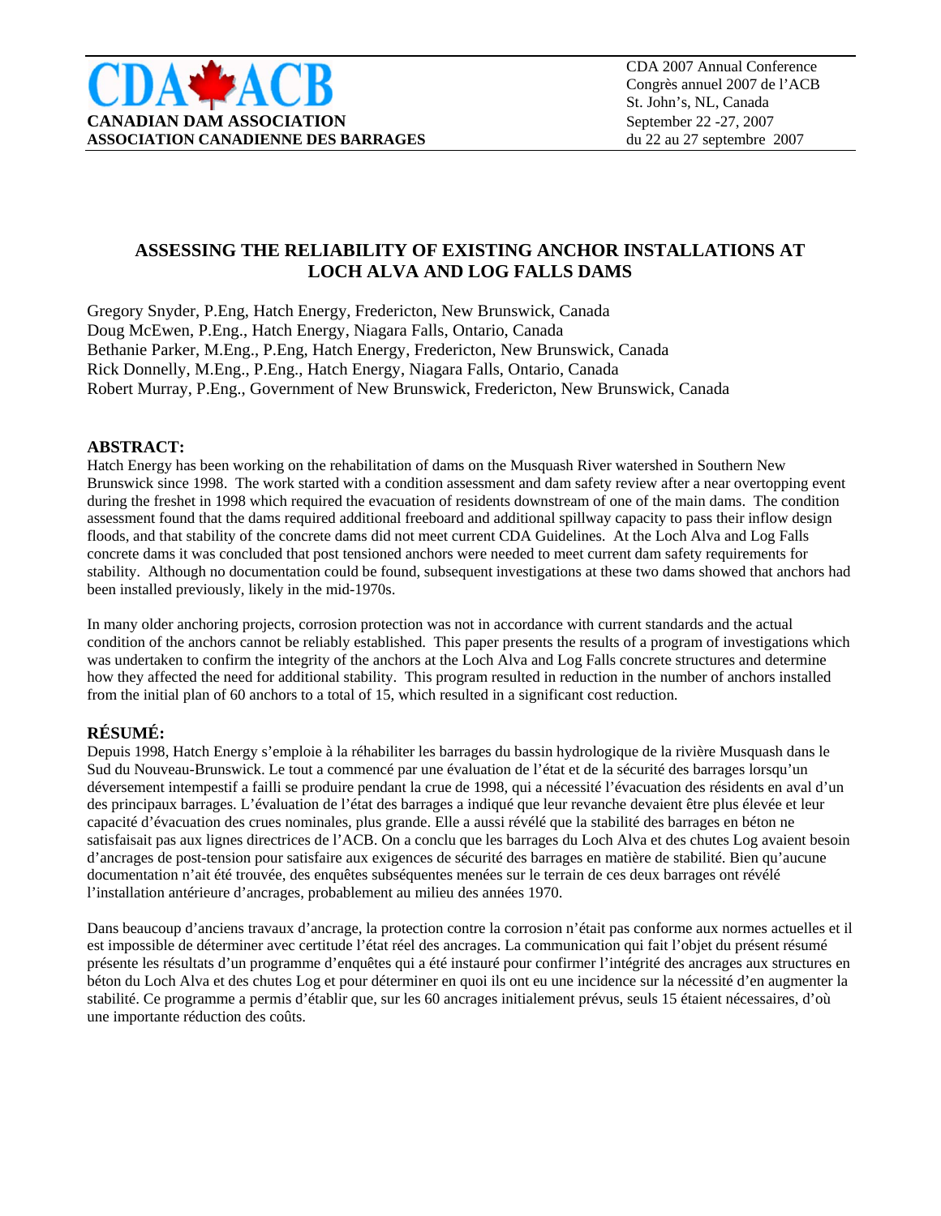CDA ACB
**CANADIAN DAM ASSOCIATION**
**ASSOCIATION CANADIENNE DES BARRAGES**

CDA 2007 Annual Conference
Congrès annuel 2007 de l'ACB
St. John's, NL, Canada
September 22 -27, 2007
du 22 au 27 septembre 2007

# ASSESSING THE RELIABILITY OF EXISTING ANCHOR INSTALLATIONS AT LOCH ALVA AND LOG FALLS DAMS

Gregory Snyder, P.Eng, Hatch Energy, Fredericton, New Brunswick, Canada
Doug McEwen, P.Eng., Hatch Energy, Niagara Falls, Ontario, Canada
Bethanie Parker, M.Eng., P.Eng, Hatch Energy, Fredericton, New Brunswick, Canada
Rick Donnelly, M.Eng., P.Eng., Hatch Energy, Niagara Falls, Ontario, Canada
Robert Murray, P.Eng., Government of New Brunswick, Fredericton, New Brunswick, Canada

## ABSTRACT:

Hatch Energy has been working on the rehabilitation of dams on the Musquash River watershed in Southern New Brunswick since 1998. The work started with a condition assessment and dam safety review after a near overtopping event during the freshet in 1998 which required the evacuation of residents downstream of one of the main dams. The condition assessment found that the dams required additional freeboard and additional spillway capacity to pass their inflow design floods, and that stability of the concrete dams did not meet current CDA Guidelines. At the Loch Alva and Log Falls concrete dams it was concluded that post tensioned anchors were needed to meet current dam safety requirements for stability. Although no documentation could be found, subsequent investigations at these two dams showed that anchors had been installed previously, likely in the mid-1970s.

In many older anchoring projects, corrosion protection was not in accordance with current standards and the actual condition of the anchors cannot be reliably established. This paper presents the results of a program of investigations which was undertaken to confirm the integrity of the anchors at the Loch Alva and Log Falls concrete structures and determine how they affected the need for additional stability. This program resulted in reduction in the number of anchors installed from the initial plan of 60 anchors to a total of 15, which resulted in a significant cost reduction.

## RÉSUMÉ:

Depuis 1998, Hatch Energy s'emploie à la réhabiliter les barrages du bassin hydrologique de la rivière Musquash dans le Sud du Nouveau-Brunswick. Le tout a commencé par une évaluation de l'état et de la sécurité des barrages lorsqu'un déversement intempestif a failli se produire pendant la crue de 1998, qui a nécessité l'évacuation des résidents en aval d'un des principaux barrages. L'évaluation de l'état des barrages a indiqué que leur revanche devaient être plus élevée et leur capacité d'évacuation des crues nominales, plus grande. Elle a aussi révélé que la stabilité des barrages en béton ne satisfaisait pas aux lignes directrices de l'ACB. On a conclu que les barrages du Loch Alva et des chutes Log avaient besoin d'ancrages de post-tension pour satisfaire aux exigences de sécurité des barrages en matière de stabilité. Bien qu'aucune documentation n'ait été trouvée, des enquêtes subséquentes menées sur le terrain de ces deux barrages ont révélé l'installation antérieure d'ancrages, probablement au milieu des années 1970.

Dans beaucoup d'anciens travaux d'ancrage, la protection contre la corrosion n'était pas conforme aux normes actuelles et il est impossible de déterminer avec certitude l'état réel des ancrages. La communication qui fait l'objet du présent résumé présente les résultats d'un programme d'enquêtes qui a été instauré pour confirmer l'intégrité des ancrages aux structures en béton du Loch Alva et des chutes Log et pour déterminer en quoi ils ont eu une incidence sur la nécessité d'en augmenter la stabilité. Ce programme a permis d'établir que, sur les 60 ancrages initialement prévus, seuls 15 étaient nécessaires, d'où une importante réduction des coûts.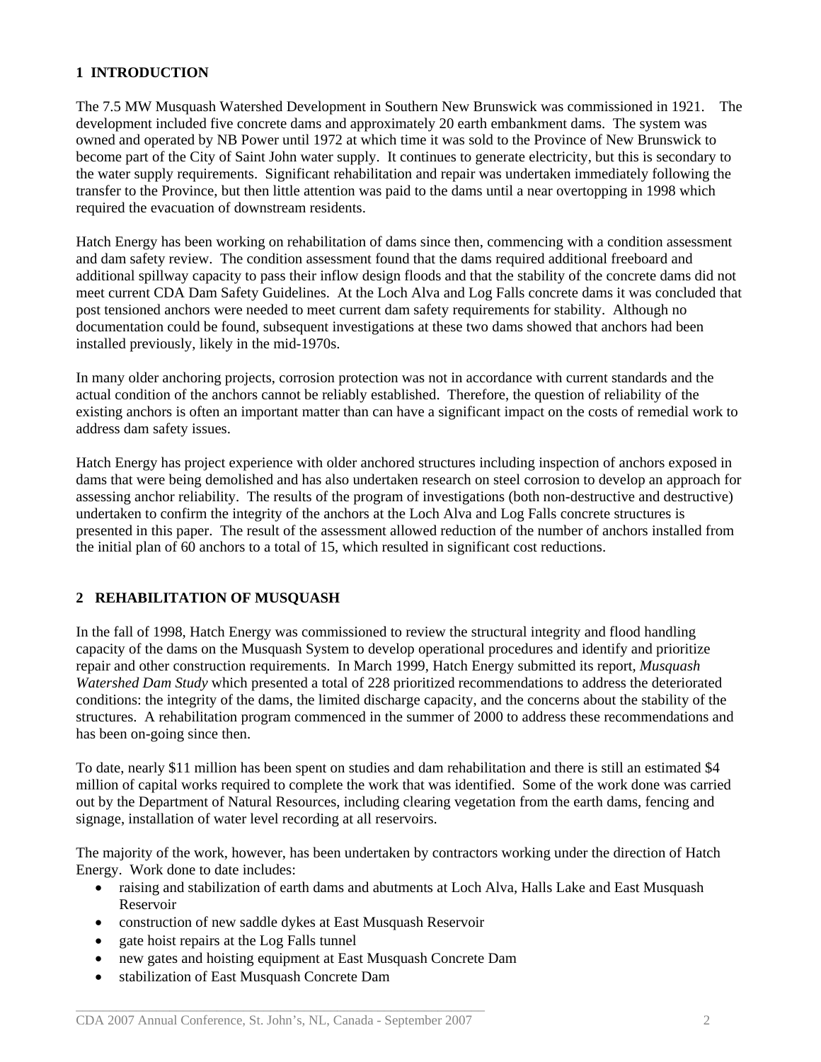## 1 INTRODUCTION

The 7.5 MW Musquash Watershed Development in Southern New Brunswick was commissioned in 1921. The development included five concrete dams and approximately 20 earth embankment dams. The system was owned and operated by NB Power until 1972 at which time it was sold to the Province of New Brunswick to become part of the City of Saint John water supply. It continues to generate electricity, but this is secondary to the water supply requirements. Significant rehabilitation and repair was undertaken immediately following the transfer to the Province, but then little attention was paid to the dams until a near overtopping in 1998 which required the evacuation of downstream residents.

Hatch Energy has been working on rehabilitation of dams since then, commencing with a condition assessment and dam safety review. The condition assessment found that the dams required additional freeboard and additional spillway capacity to pass their inflow design floods and that the stability of the concrete dams did not meet current CDA Dam Safety Guidelines. At the Loch Alva and Log Falls concrete dams it was concluded that post tensioned anchors were needed to meet current dam safety requirements for stability. Although no documentation could be found, subsequent investigations at these two dams showed that anchors had been installed previously, likely in the mid-1970s.

In many older anchoring projects, corrosion protection was not in accordance with current standards and the actual condition of the anchors cannot be reliably established. Therefore, the question of reliability of the existing anchors is often an important matter than can have a significant impact on the costs of remedial work to address dam safety issues.

Hatch Energy has project experience with older anchored structures including inspection of anchors exposed in dams that were being demolished and has also undertaken research on steel corrosion to develop an approach for assessing anchor reliability. The results of the program of investigations (both non-destructive and destructive) undertaken to confirm the integrity of the anchors at the Loch Alva and Log Falls concrete structures is presented in this paper. The result of the assessment allowed reduction of the number of anchors installed from the initial plan of 60 anchors to a total of 15, which resulted in significant cost reductions.

## 2 REHABILITATION OF MUSQUASH

In the fall of 1998, Hatch Energy was commissioned to review the structural integrity and flood handling capacity of the dams on the Musquash System to develop operational procedures and identify and prioritize repair and other construction requirements. In March 1999, Hatch Energy submitted its report, *Musquash Watershed Dam Study* which presented a total of 228 prioritized recommendations to address the deteriorated conditions: the integrity of the dams, the limited discharge capacity, and the concerns about the stability of the structures. A rehabilitation program commenced in the summer of 2000 to address these recommendations and has been on-going since then.

To date, nearly $11 million has been spent on studies and dam rehabilitation and there is still an estimated $4 million of capital works required to complete the work that was identified. Some of the work done was carried out by the Department of Natural Resources, including clearing vegetation from the earth dams, fencing and signage, installation of water level recording at all reservoirs.

The majority of the work, however, has been undertaken by contractors working under the direction of Hatch Energy. Work done to date includes:

- raising and stabilization of earth dams and abutments at Loch Alva, Halls Lake and East Musquash Reservoir
- construction of new saddle dykes at East Musquash Reservoir
- gate hoist repairs at the Log Falls tunnel
- new gates and hoisting equipment at East Musquash Concrete Dam
- stabilization of East Musquash Concrete Dam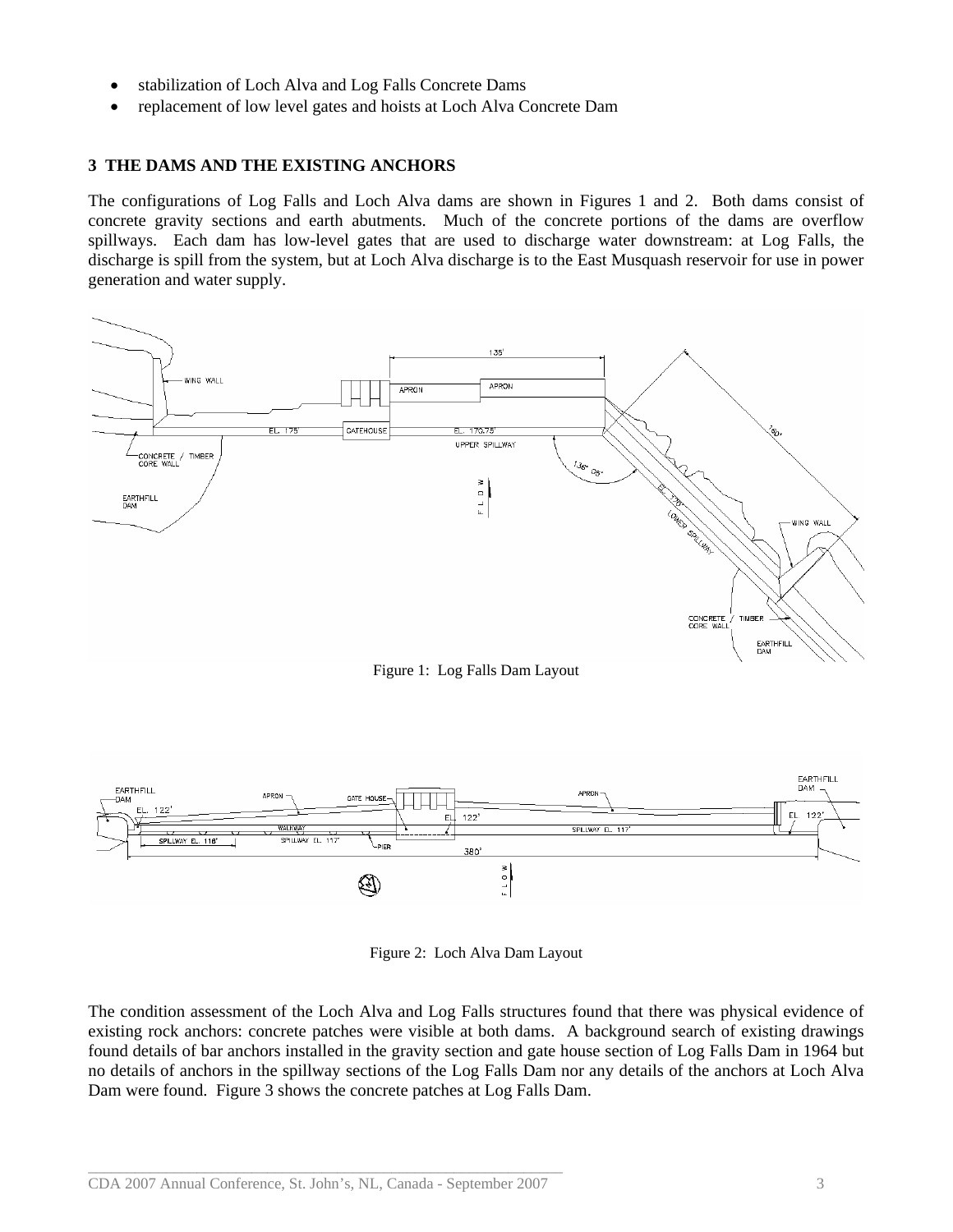- stabilization of Loch Alva and Log Falls Concrete Dams
- replacement of low level gates and hoists at Loch Alva Concrete Dam

## 3 THE DAMS AND THE EXISTING ANCHORS

The configurations of Log Falls and Loch Alva dams are shown in Figures 1 and 2. Both dams consist of concrete gravity sections and earth abutments. Much of the concrete portions of the dams are overflow spillways. Each dam has low-level gates that are used to discharge water downstream: at Log Falls, the discharge is spill from the system, but at Loch Alva discharge is to the East Musquash reservoir for use in power generation and water supply.

Figure 1: Log Falls Dam Layout

Figure 2: Loch Alva Dam Layout

The condition assessment of the Loch Alva and Log Falls structures found that there was physical evidence of existing rock anchors: concrete patches were visible at both dams. A background search of existing drawings found details of bar anchors installed in the gravity section and gate house section of Log Falls Dam in 1964 but no details of anchors in the spillway sections of the Log Falls Dam nor any details of the anchors at Loch Alva Dam were found. Figure 3 shows the concrete patches at Log Falls Dam.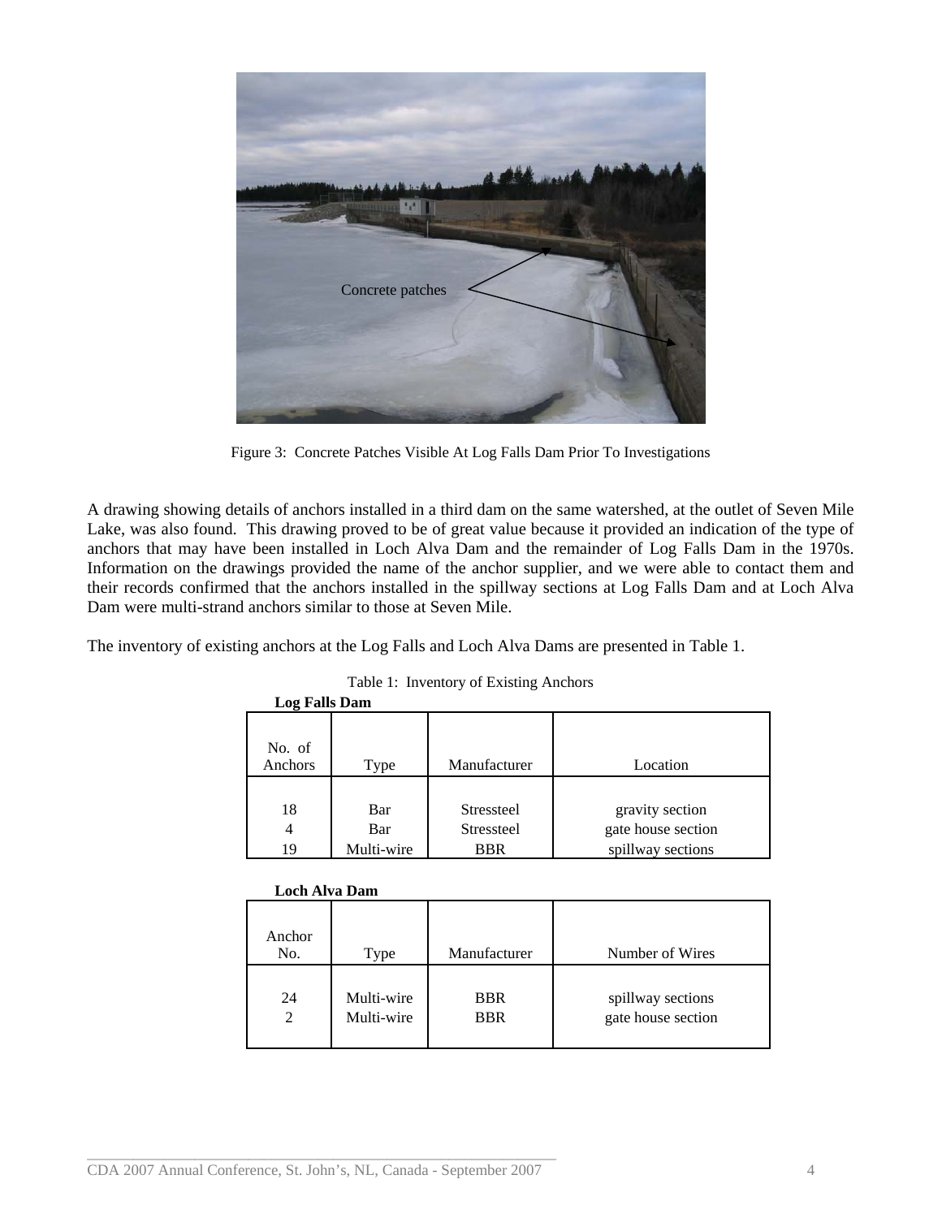Figure 3: Concrete Patches Visible At Log Falls Dam Prior To Investigations

A drawing showing details of anchors installed in a third dam on the same watershed, at the outlet of Seven Mile Lake, was also found. This drawing proved to be of great value because it provided an indication of the type of anchors that may have been installed in Loch Alva Dam and the remainder of Log Falls Dam in the 1970s. Information on the drawings provided the name of the anchor supplier, and we were able to contact them and their records confirmed that the anchors installed in the spillway sections at Log Falls Dam and at Loch Alva Dam were multi-strand anchors similar to those at Seven Mile.

The inventory of existing anchors at the Log Falls and Loch Alva Dams are presented in Table 1.

Table 1: Inventory of Existing Anchors

**Log Falls Dam**

| No. of Anchors | Type | Manufacturer | Location |
|---|---|---|---|
| 18 | Bar | Stressteel | gravity section |
| 4 | Bar | Stressteel | gate house section |
| 19 | Multi-wire | BBR | spillway sections |

**Loch Alva Dam**

| Anchor No. | Type | Manufacturer | Number of Wires |
|---|---|---|---|
| 24 | Multi-wire | BBR | spillway sections |
| 2 | Multi-wire | BBR | gate house section |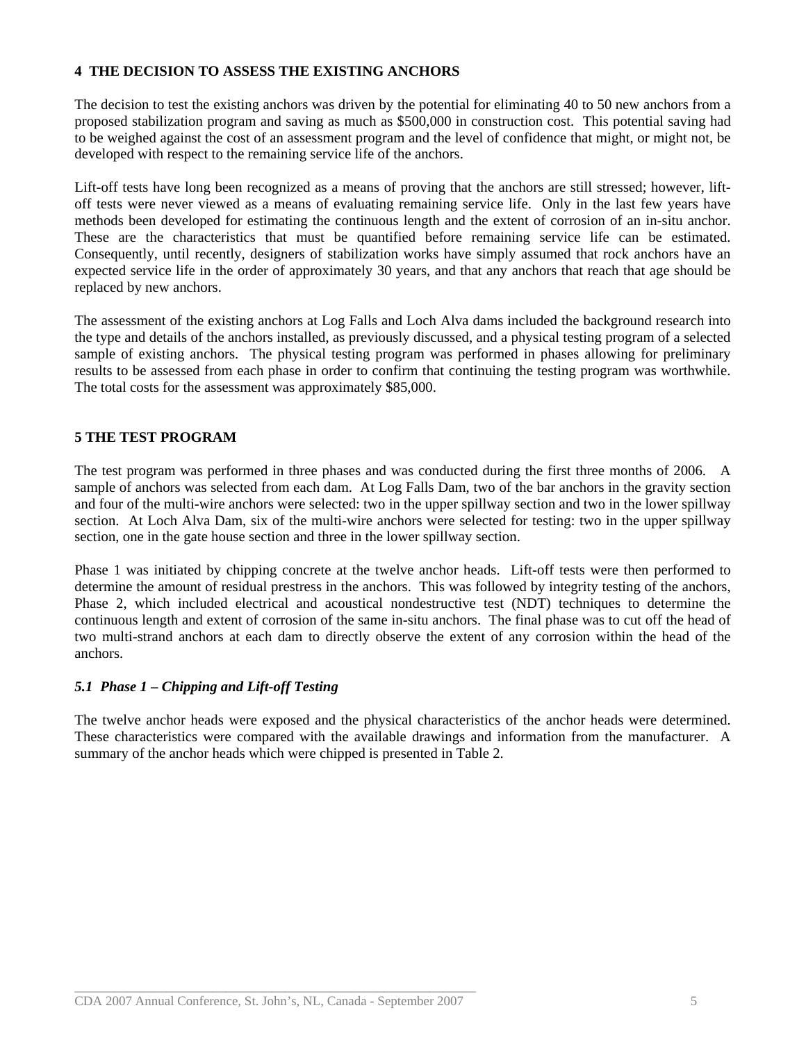## 4 THE DECISION TO ASSESS THE EXISTING ANCHORS

The decision to test the existing anchors was driven by the potential for eliminating 40 to 50 new anchors from a proposed stabilization program and saving as much as $500,000 in construction cost. This potential saving had to be weighed against the cost of an assessment program and the level of confidence that might, or might not, be developed with respect to the remaining service life of the anchors.

Lift-off tests have long been recognized as a means of proving that the anchors are still stressed; however, lift-off tests were never viewed as a means of evaluating remaining service life. Only in the last few years have methods been developed for estimating the continuous length and the extent of corrosion of an in-situ anchor. These are the characteristics that must be quantified before remaining service life can be estimated. Consequently, until recently, designers of stabilization works have simply assumed that rock anchors have an expected service life in the order of approximately 30 years, and that any anchors that reach that age should be replaced by new anchors.

The assessment of the existing anchors at Log Falls and Loch Alva dams included the background research into the type and details of the anchors installed, as previously discussed, and a physical testing program of a selected sample of existing anchors. The physical testing program was performed in phases allowing for preliminary results to be assessed from each phase in order to confirm that continuing the testing program was worthwhile. The total costs for the assessment was approximately $85,000.

## 5 THE TEST PROGRAM

The test program was performed in three phases and was conducted during the first three months of 2006. A sample of anchors was selected from each dam. At Log Falls Dam, two of the bar anchors in the gravity section and four of the multi-wire anchors were selected: two in the upper spillway section and two in the lower spillway section. At Loch Alva Dam, six of the multi-wire anchors were selected for testing: two in the upper spillway section, one in the gate house section and three in the lower spillway section.

Phase 1 was initiated by chipping concrete at the twelve anchor heads. Lift-off tests were then performed to determine the amount of residual prestress in the anchors. This was followed by integrity testing of the anchors, Phase 2, which included electrical and acoustical nondestructive test (NDT) techniques to determine the continuous length and extent of corrosion of the same in-situ anchors. The final phase was to cut off the head of two multi-strand anchors at each dam to directly observe the extent of any corrosion within the head of the anchors.

### *5.1 Phase 1 – Chipping and Lift-off Testing*

The twelve anchor heads were exposed and the physical characteristics of the anchor heads were determined. These characteristics were compared with the available drawings and information from the manufacturer. A summary of the anchor heads which were chipped is presented in Table 2.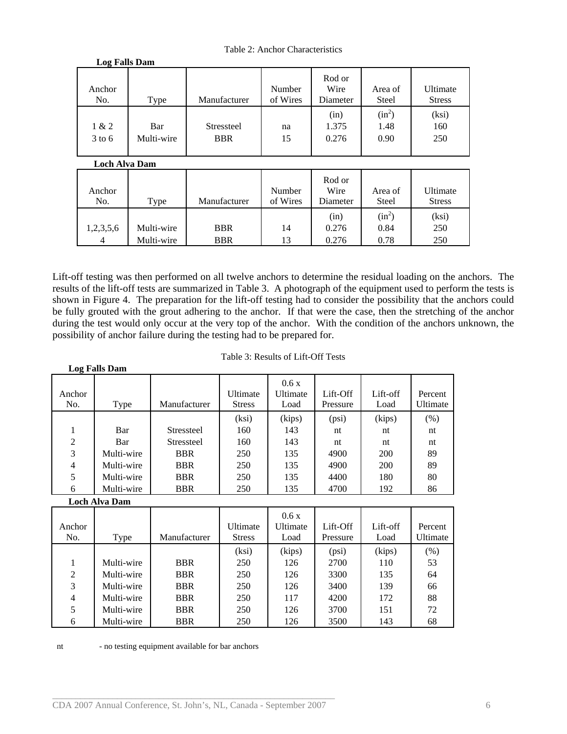Table 2: Anchor Characteristics

**Log Falls Dam**

| Anchor No. | Type | Manufacturer | Number of Wires | Rod or Wire Diameter | Area of Steel | Ultimate Stress |
|---|---|---|---|---|---|---|
| | | | | (in) | ($in^2$) | (ksi) |
| 1 & 2 | Bar | Stressteel | na | 1.375 | 1.48 | 160 |
| 3 to 6 | Multi-wire | BBR | 15 | 0.276 | 0.90 | 250 |

**Loch Alva Dam**

| Anchor No. | Type | Manufacturer | Number of Wires | Rod or Wire Diameter | Area of Steel | Ultimate Stress |
|---|---|---|---|---|---|---|
| | | | | (in) | ($in^2$) | (ksi) |
| 1,2,3,5,6 | Multi-wire | BBR | 14 | 0.276 | 0.84 | 250 |
| 4 | Multi-wire | BBR | 13 | 0.276 | 0.78 | 250 |

Lift-off testing was then performed on all twelve anchors to determine the residual loading on the anchors. The results of the lift-off tests are summarized in Table 3. A photograph of the equipment used to perform the tests is shown in Figure 4. The preparation for the lift-off testing had to consider the possibility that the anchors could be fully grouted with the grout adhering to the anchor. If that were the case, then the stretching of the anchor during the test would only occur at the very top of the anchor. With the condition of the anchors unknown, the possibility of anchor failure during the testing had to be prepared for.

Table 3: Results of Lift-Off Tests

**Log Falls Dam**

| Anchor No. | Type | Manufacturer | Ultimate Stress | 0.6 x Ultimate Load | Lift-Off Pressure | Lift-off Load | Percent Ultimate |
|---|---|---|---|---|---|---|---|
| | | | (ksi) | (kips) | (psi) | (kips) | (%) |
| 1 | Bar | Stressteel | 160 | 143 | nt | nt | nt |
| 2 | Bar | Stressteel | 160 | 143 | nt | nt | nt |
| 3 | Multi-wire | BBR | 250 | 135 | 4900 | 200 | 89 |
| 4 | Multi-wire | BBR | 250 | 135 | 4900 | 200 | 89 |
| 5 | Multi-wire | BBR | 250 | 135 | 4400 | 180 | 80 |
| 6 | Multi-wire | BBR | 250 | 135 | 4700 | 192 | 86 |

**Loch Alva Dam**

| Anchor No. | Type | Manufacturer | Ultimate Stress | 0.6 x Ultimate Load | Lift-Off Pressure | Lift-off Load | Percent Ultimate |
|---|---|---|---|---|---|---|---|
| | | | (ksi) | (kips) | (psi) | (kips) | (%) |
| 1 | Multi-wire | BBR | 250 | 126 | 2700 | 110 | 53 |
| 2 | Multi-wire | BBR | 250 | 126 | 3300 | 135 | 64 |
| 3 | Multi-wire | BBR | 250 | 126 | 3400 | 139 | 66 |
| 4 | Multi-wire | BBR | 250 | 117 | 4200 | 172 | 88 |
| 5 | Multi-wire | BBR | 250 | 126 | 3700 | 151 | 72 |
| 6 | Multi-wire | BBR | 250 | 126 | 3500 | 143 | 68 |

nt - no testing equipment available for bar anchors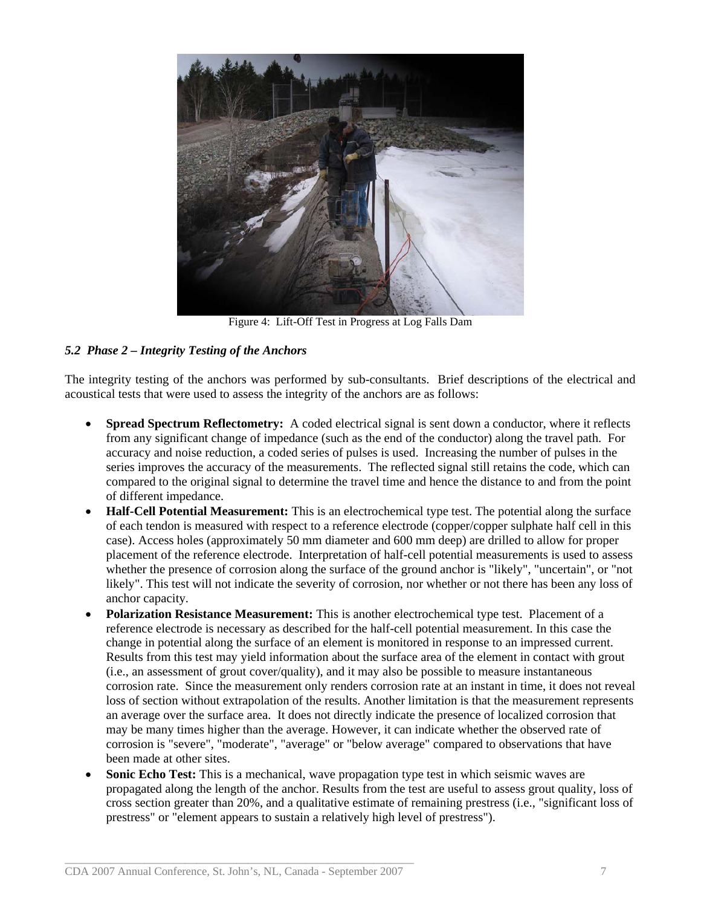Figure 4: Lift-Off Test in Progress at Log Falls Dam

### *5.2 Phase 2 – Integrity Testing of the Anchors*

The integrity testing of the anchors was performed by sub-consultants. Brief descriptions of the electrical and acoustical tests that were used to assess the integrity of the anchors are as follows:

- **Spread Spectrum Reflectometry:** A coded electrical signal is sent down a conductor, where it reflects from any significant change of impedance (such as the end of the conductor) along the travel path. For accuracy and noise reduction, a coded series of pulses is used. Increasing the number of pulses in the series improves the accuracy of the measurements. The reflected signal still retains the code, which can compared to the original signal to determine the travel time and hence the distance to and from the point of different impedance.
- **Half-Cell Potential Measurement:** This is an electrochemical type test. The potential along the surface of each tendon is measured with respect to a reference electrode (copper/copper sulphate half cell in this case). Access holes (approximately 50 mm diameter and 600 mm deep) are drilled to allow for proper placement of the reference electrode. Interpretation of half-cell potential measurements is used to assess whether the presence of corrosion along the surface of the ground anchor is "likely", "uncertain", or "not likely". This test will not indicate the severity of corrosion, nor whether or not there has been any loss of anchor capacity.
- **Polarization Resistance Measurement:** This is another electrochemical type test. Placement of a reference electrode is necessary as described for the half-cell potential measurement. In this case the change in potential along the surface of an element is monitored in response to an impressed current. Results from this test may yield information about the surface area of the element in contact with grout (i.e., an assessment of grout cover/quality), and it may also be possible to measure instantaneous corrosion rate. Since the measurement only renders corrosion rate at an instant in time, it does not reveal loss of section without extrapolation of the results. Another limitation is that the measurement represents an average over the surface area. It does not directly indicate the presence of localized corrosion that may be many times higher than the average. However, it can indicate whether the observed rate of corrosion is "severe", "moderate", "average" or "below average" compared to observations that have been made at other sites.
- **Sonic Echo Test:** This is a mechanical, wave propagation type test in which seismic waves are propagated along the length of the anchor. Results from the test are useful to assess grout quality, loss of cross section greater than 20%, and a qualitative estimate of remaining prestress (i.e., "significant loss of prestress" or "element appears to sustain a relatively high level of prestress").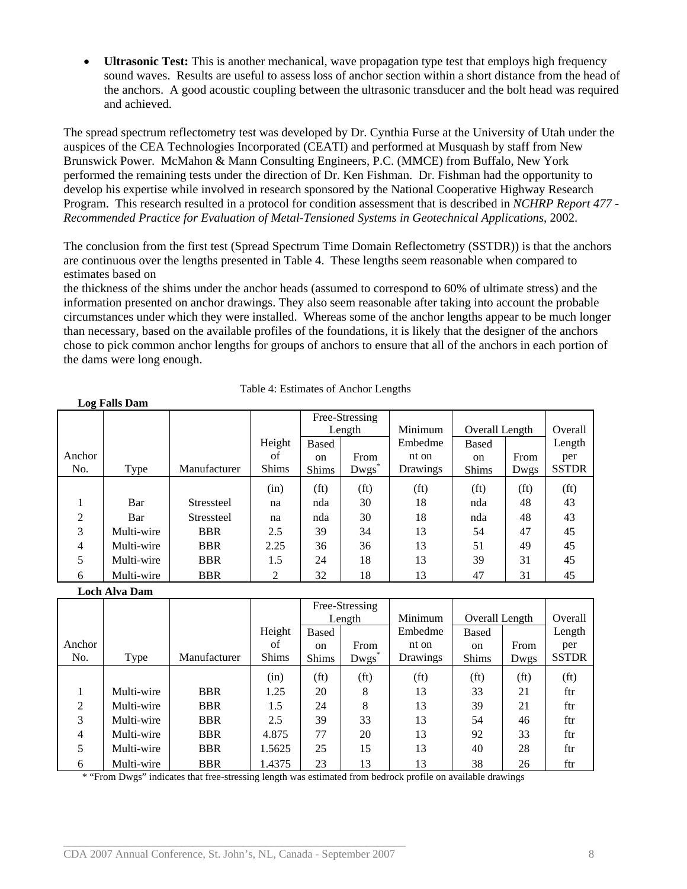- **Ultrasonic Test:** This is another mechanical, wave propagation type test that employs high frequency sound waves. Results are useful to assess loss of anchor section within a short distance from the head of the anchors. A good acoustic coupling between the ultrasonic transducer and the bolt head was required and achieved.

The spread spectrum reflectometry test was developed by Dr. Cynthia Furse at the University of Utah under the auspices of the CEA Technologies Incorporated (CEATI) and performed at Musquash by staff from New Brunswick Power. McMahon & Mann Consulting Engineers, P.C. (MMCE) from Buffalo, New York performed the remaining tests under the direction of Dr. Ken Fishman. Dr. Fishman had the opportunity to develop his expertise while involved in research sponsored by the National Cooperative Highway Research Program. This research resulted in a protocol for condition assessment that is described in *NCHRP Report 477 - Recommended Practice for Evaluation of Metal-Tensioned Systems in Geotechnical Applications*, 2002.

The conclusion from the first test (Spread Spectrum Time Domain Reflectometry (SSTDR)) is that the anchors are continuous over the lengths presented in Table 4. These lengths seem reasonable when compared to estimates based on the thickness of the shims under the anchor heads (assumed to correspond to 60% of ultimate stress) and the information presented on anchor drawings. They also seem reasonable after taking into account the probable circumstances under which they were installed. Whereas some of the anchor lengths appear to be much longer than necessary, based on the available profiles of the foundations, it is likely that the designer of the anchors chose to pick common anchor lengths for groups of anchors to ensure that all of the anchors in each portion of the dams were long enough.

Table 4: Estimates of Anchor Lengths

**Log Falls Dam**

| Anchor No. | Type | Manufacturer | Height of Shims | Free-Stressing Length Based on Shims | Free-Stressing Length From Dwgs* | Minimum Embedment on Drawings | Overall Length Based on Shims | Overall Length From Dwgs | Overall Length per SSTDR |
|---|---|---|---|---|---|---|---|---|---|
| | | | (in) | (ft) | (ft) | (ft) | (ft) | (ft) | (ft) |
| 1 | Bar | Stressteel | na | nda | 30 | 18 | nda | 48 | 43 |
| 2 | Bar | Stressteel | na | nda | 30 | 18 | nda | 48 | 43 |
| 3 | Multi-wire | BBR | 2.5 | 39 | 34 | 13 | 54 | 47 | 45 |
| 4 | Multi-wire | BBR | 2.25 | 36 | 36 | 13 | 51 | 49 | 45 |
| 5 | Multi-wire | BBR | 1.5 | 24 | 18 | 13 | 39 | 31 | 45 |
| 6 | Multi-wire | BBR | 2 | 32 | 18 | 13 | 47 | 31 | 45 |

**Loch Alva Dam**

| Anchor No. | Type | Manufacturer | Height of Shims | Free-Stressing Length Based on Shims | Free-Stressing Length From Dwgs* | Minimum Embedment on Drawings | Overall Length Based on Shims | Overall Length From Dwgs | Overall Length per SSTDR |
|---|---|---|---|---|---|---|---|---|---|
| | | | (in) | (ft) | (ft) | (ft) | (ft) | (ft) | (ft) |
| 1 | Multi-wire | BBR | 1.25 | 20 | 8 | 13 | 33 | 21 | ftr |
| 2 | Multi-wire | BBR | 1.5 | 24 | 8 | 13 | 39 | 21 | ftr |
| 3 | Multi-wire | BBR | 2.5 | 39 | 33 | 13 | 54 | 46 | ftr |
| 4 | Multi-wire | BBR | 4.875 | 77 | 20 | 13 | 92 | 33 | ftr |
| 5 | Multi-wire | BBR | 1.5625 | 25 | 15 | 13 | 40 | 28 | ftr |
| 6 | Multi-wire | BBR | 1.4375 | 23 | 13 | 13 | 38 | 26 | ftr |

* "From Dwgs" indicates that free-stressing length was estimated from bedrock profile on available drawings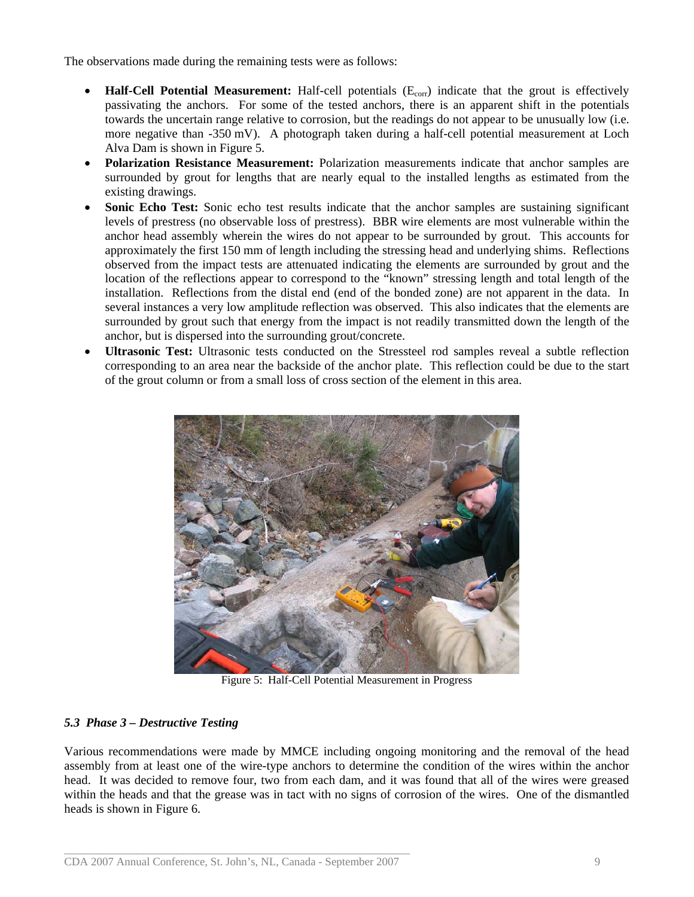The observations made during the remaining tests were as follows:

- **Half-Cell Potential Measurement:** Half-cell potentials ($E_{corr}$) indicate that the grout is effectively passivating the anchors. For some of the tested anchors, there is an apparent shift in the potentials towards the uncertain range relative to corrosion, but the readings do not appear to be unusually low (i.e. more negative than -350 mV). A photograph taken during a half-cell potential measurement at Loch Alva Dam is shown in Figure 5.
- **Polarization Resistance Measurement:** Polarization measurements indicate that anchor samples are surrounded by grout for lengths that are nearly equal to the installed lengths as estimated from the existing drawings.
- **Sonic Echo Test:** Sonic echo test results indicate that the anchor samples are sustaining significant levels of prestress (no observable loss of prestress). BBR wire elements are most vulnerable within the anchor head assembly wherein the wires do not appear to be surrounded by grout. This accounts for approximately the first 150 mm of length including the stressing head and underlying shims. Reflections observed from the impact tests are attenuated indicating the elements are surrounded by grout and the location of the reflections appear to correspond to the "known" stressing length and total length of the installation. Reflections from the distal end (end of the bonded zone) are not apparent in the data. In several instances a very low amplitude reflection was observed. This also indicates that the elements are surrounded by grout such that energy from the impact is not readily transmitted down the length of the anchor, but is dispersed into the surrounding grout/concrete.
- **Ultrasonic Test:** Ultrasonic tests conducted on the Stressteel rod samples reveal a subtle reflection corresponding to an area near the backside of the anchor plate. This reflection could be due to the start of the grout column or from a small loss of cross section of the element in this area.

Figure 5: Half-Cell Potential Measurement in Progress

### *5.3 Phase 3 – Destructive Testing*

Various recommendations were made by MMCE including ongoing monitoring and the removal of the head assembly from at least one of the wire-type anchors to determine the condition of the wires within the anchor head. It was decided to remove four, two from each dam, and it was found that all of the wires were greased within the heads and that the grease was in tact with no signs of corrosion of the wires. One of the dismantled heads is shown in Figure 6.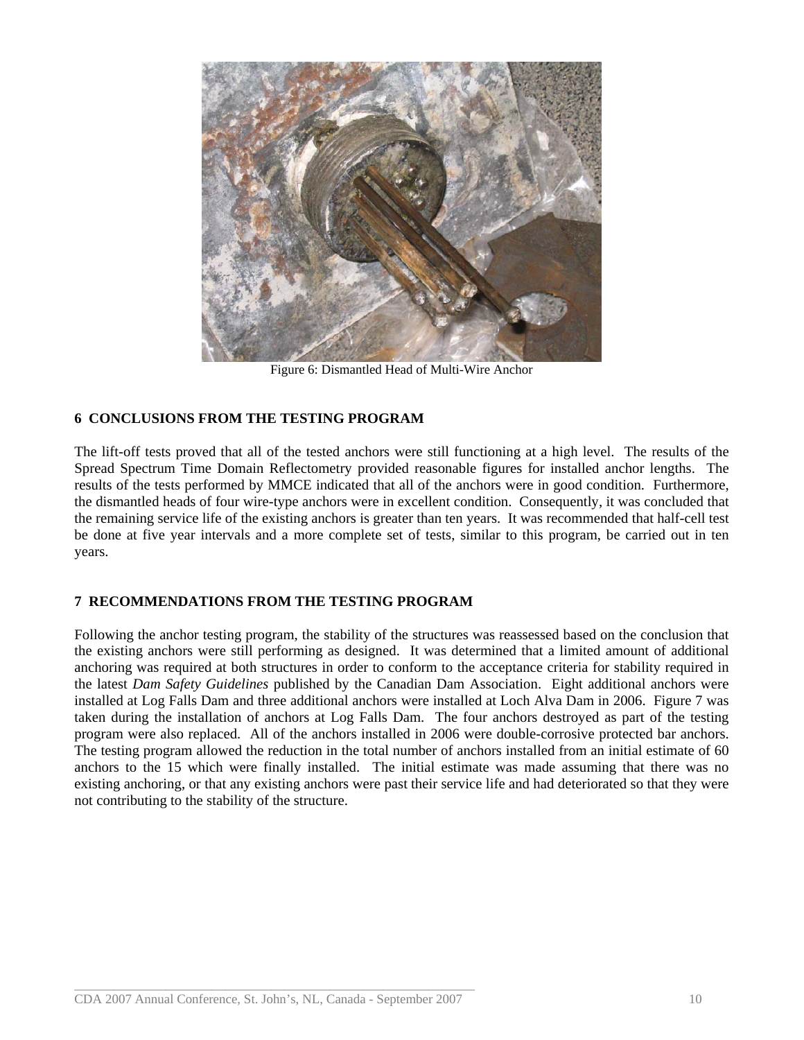Figure 6: Dismantled Head of Multi-Wire Anchor

## 6 CONCLUSIONS FROM THE TESTING PROGRAM

The lift-off tests proved that all of the tested anchors were still functioning at a high level. The results of the Spread Spectrum Time Domain Reflectometry provided reasonable figures for installed anchor lengths. The results of the tests performed by MMCE indicated that all of the anchors were in good condition. Furthermore, the dismantled heads of four wire-type anchors were in excellent condition. Consequently, it was concluded that the remaining service life of the existing anchors is greater than ten years. It was recommended that half-cell test be done at five year intervals and a more complete set of tests, similar to this program, be carried out in ten years.

## 7 RECOMMENDATIONS FROM THE TESTING PROGRAM

Following the anchor testing program, the stability of the structures was reassessed based on the conclusion that the existing anchors were still performing as designed. It was determined that a limited amount of additional anchoring was required at both structures in order to conform to the acceptance criteria for stability required in the latest *Dam Safety Guidelines* published by the Canadian Dam Association. Eight additional anchors were installed at Log Falls Dam and three additional anchors were installed at Loch Alva Dam in 2006. Figure 7 was taken during the installation of anchors at Log Falls Dam. The four anchors destroyed as part of the testing program were also replaced. All of the anchors installed in 2006 were double-corrosive protected bar anchors. The testing program allowed the reduction in the total number of anchors installed from an initial estimate of 60 anchors to the 15 which were finally installed. The initial estimate was made assuming that there was no existing anchoring, or that any existing anchors were past their service life and had deteriorated so that they were not contributing to the stability of the structure.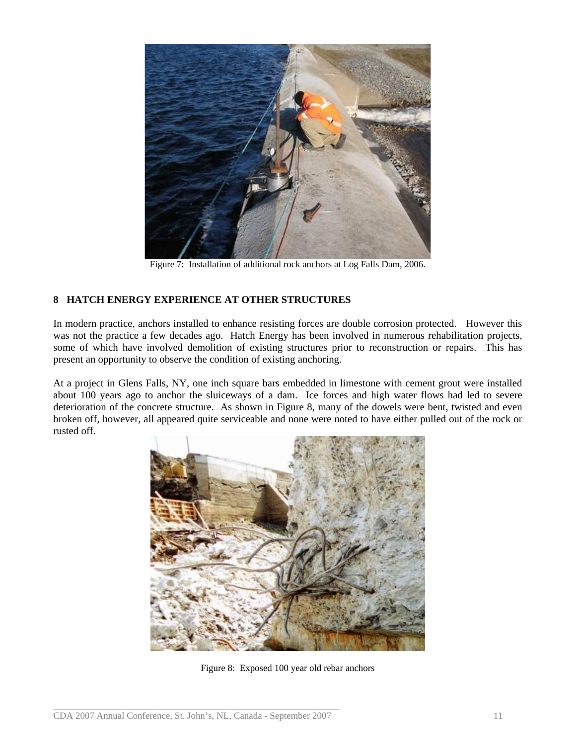Figure 7: Installation of additional rock anchors at Log Falls Dam, 2006.

## 8 HATCH ENERGY EXPERIENCE AT OTHER STRUCTURES

In modern practice, anchors installed to enhance resisting forces are double corrosion protected. However this was not the practice a few decades ago. Hatch Energy has been involved in numerous rehabilitation projects, some of which have involved demolition of existing structures prior to reconstruction or repairs. This has present an opportunity to observe the condition of existing anchoring.

At a project in Glens Falls, NY, one inch square bars embedded in limestone with cement grout were installed about 100 years ago to anchor the sluiceways of a dam. Ice forces and high water flows had led to severe deterioration of the concrete structure. As shown in Figure 8, many of the dowels were bent, twisted and even broken off, however, all appeared quite serviceable and none were noted to have either pulled out of the rock or rusted off.

Figure 8: Exposed 100 year old rebar anchors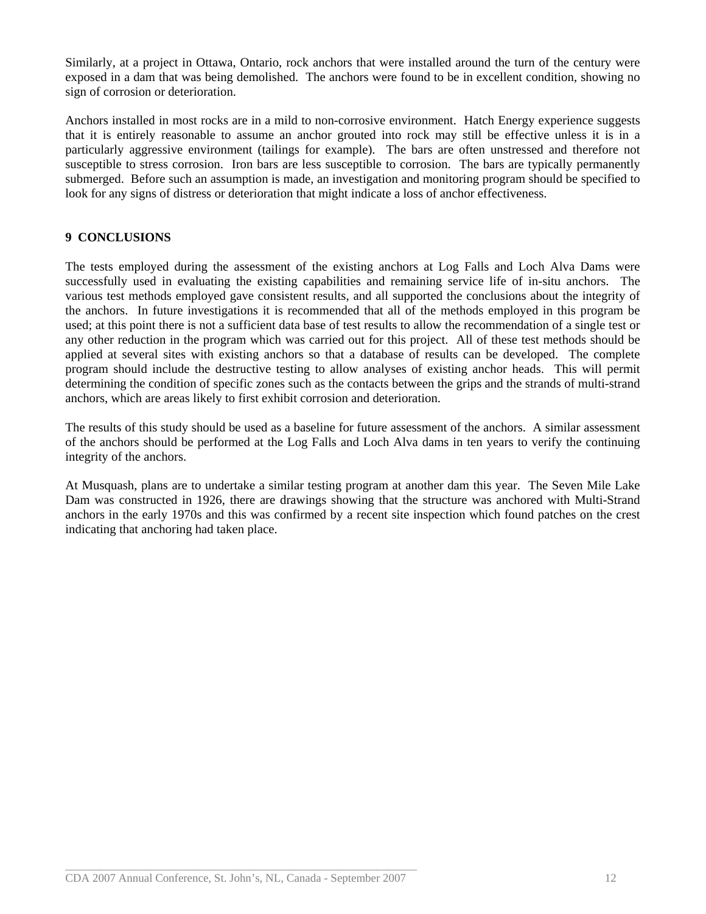Similarly, at a project in Ottawa, Ontario, rock anchors that were installed around the turn of the century were exposed in a dam that was being demolished. The anchors were found to be in excellent condition, showing no sign of corrosion or deterioration.

Anchors installed in most rocks are in a mild to non-corrosive environment. Hatch Energy experience suggests that it is entirely reasonable to assume an anchor grouted into rock may still be effective unless it is in a particularly aggressive environment (tailings for example). The bars are often unstressed and therefore not susceptible to stress corrosion. Iron bars are less susceptible to corrosion. The bars are typically permanently submerged. Before such an assumption is made, an investigation and monitoring program should be specified to look for any signs of distress or deterioration that might indicate a loss of anchor effectiveness.

## 9 CONCLUSIONS

The tests employed during the assessment of the existing anchors at Log Falls and Loch Alva Dams were successfully used in evaluating the existing capabilities and remaining service life of in-situ anchors. The various test methods employed gave consistent results, and all supported the conclusions about the integrity of the anchors. In future investigations it is recommended that all of the methods employed in this program be used; at this point there is not a sufficient data base of test results to allow the recommendation of a single test or any other reduction in the program which was carried out for this project. All of these test methods should be applied at several sites with existing anchors so that a database of results can be developed. The complete program should include the destructive testing to allow analyses of existing anchor heads. This will permit determining the condition of specific zones such as the contacts between the grips and the strands of multi-strand anchors, which are areas likely to first exhibit corrosion and deterioration.

The results of this study should be used as a baseline for future assessment of the anchors. A similar assessment of the anchors should be performed at the Log Falls and Loch Alva dams in ten years to verify the continuing integrity of the anchors.

At Musquash, plans are to undertake a similar testing program at another dam this year. The Seven Mile Lake Dam was constructed in 1926, there are drawings showing that the structure was anchored with Multi-Strand anchors in the early 1970s and this was confirmed by a recent site inspection which found patches on the crest indicating that anchoring had taken place.